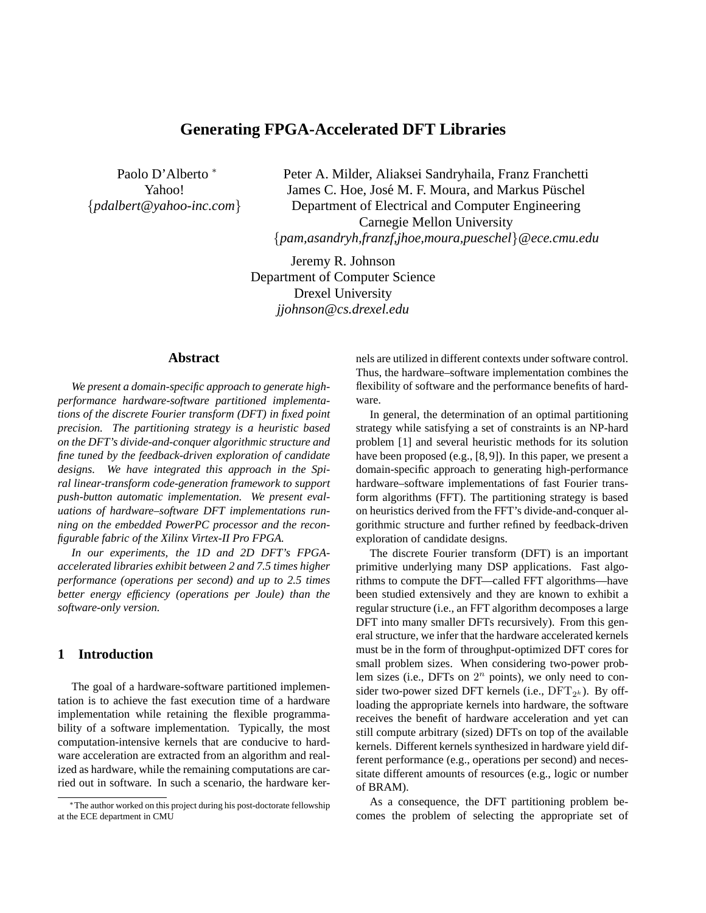# Generating FPGA-Accelerated DFT Libraries

Paolo D'Alberto [*]
Yahoo!
{*pdalbert@yahoo-inc.com*}

Peter A. Milder, Aliaksei Sandryhaila, Franz Franchetti
James C. Hoe, José M. F. Moura, and Markus Püschel
Department of Electrical and Computer Engineering
Carnegie Mellon University
{*pam,asandryh,franzf,jhoe,moura,pueschel*}*@ece.cmu.edu*

Jeremy R. Johnson
Department of Computer Science
Drexel University
*jjohnson@cs.drexel.edu*

## Abstract

*We present a domain-specific approach to generate high-performance hardware-software partitioned implementations of the discrete Fourier transform (DFT) in fixed point precision. The partitioning strategy is a heuristic based on the DFT's divide-and-conquer algorithmic structure and fine tuned by the feedback-driven exploration of candidate designs. We have integrated this approach in the Spiral linear-transform code-generation framework to support push-button automatic implementation. We present evaluations of hardware–software DFT implementations running on the embedded PowerPC processor and the reconfigurable fabric of the Xilinx Virtex-II Pro FPGA.*

*In our experiments, the 1D and 2D DFT's FPGA-accelerated libraries exhibit between 2 and 7.5 times higher performance (operations per second) and up to 2.5 times better energy efficiency (operations per Joule) than the software-only version.*

## 1 Introduction

The goal of a hardware-software partitioned implementation is to achieve the fast execution time of a hardware implementation while retaining the flexible programmability of a software implementation. Typically, the most computation-intensive kernels that are conducive to hardware acceleration are extracted from an algorithm and realized as hardware, while the remaining computations are carried out in software. In such a scenario, the hardware kernels are utilized in different contexts under software control. Thus, the hardware–software implementation combines the flexibility of software and the performance benefits of hardware.

In general, the determination of an optimal partitioning strategy while satisfying a set of constraints is an NP-hard problem [1] and several heuristic methods for its solution have been proposed (e.g., [8, 9]). In this paper, we present a domain-specific approach to generating high-performance hardware–software implementations of fast Fourier transform algorithms (FFT). The partitioning strategy is based on heuristics derived from the FFT's divide-and-conquer algorithmic structure and further refined by feedback-driven exploration of candidate designs.

The discrete Fourier transform (DFT) is an important primitive underlying many DSP applications. Fast algorithms to compute the DFT—called FFT algorithms—have been studied extensively and they are known to exhibit a regular structure (i.e., an FFT algorithm decomposes a large DFT into many smaller DFTs recursively). From this general structure, we infer that the hardware accelerated kernels must be in the form of throughput-optimized DFT cores for small problem sizes. When considering two-power problem sizes (i.e., DFTs on $2^n$ points), we only need to consider two-power sized DFT kernels (i.e., $\mathrm{DFT}_{2^k}$). By offloading the appropriate kernels into hardware, the software receives the benefit of hardware acceleration and yet can still compute arbitrary (sized) DFTs on top of the available kernels. Different kernels synthesized in hardware yield different performance (e.g., operations per second) and necessitate different amounts of resources (e.g., logic or number of BRAM).

As a consequence, the DFT partitioning problem becomes the problem of selecting the appropriate set of

[*] The author worked on this project during his post-doctorate fellowship at the ECE department in CMU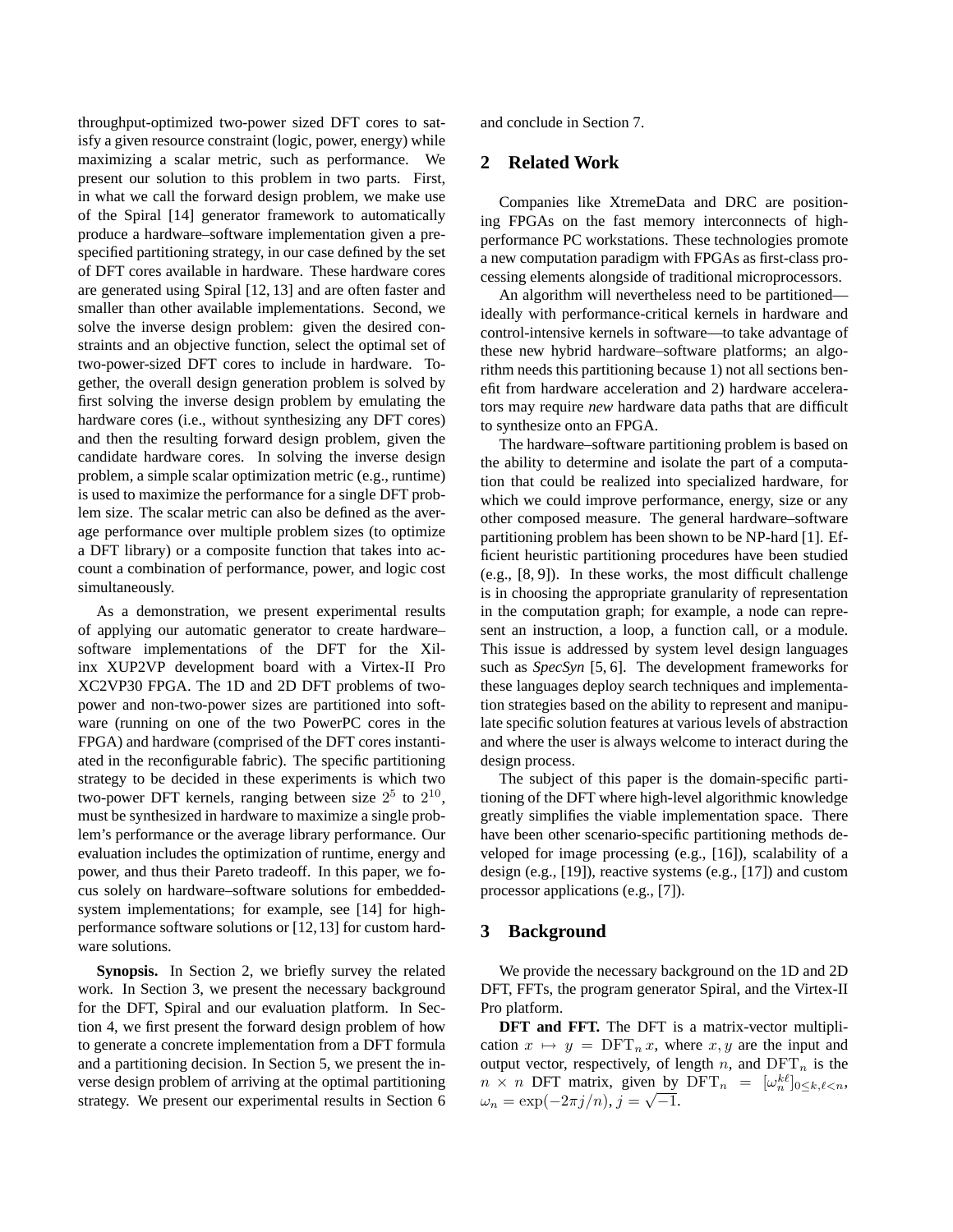throughput-optimized two-power sized DFT cores to satisfy a given resource constraint (logic, power, energy) while maximizing a scalar metric, such as performance. We present our solution to this problem in two parts. First, in what we call the forward design problem, we make use of the Spiral [14] generator framework to automatically produce a hardware–software implementation given a pre-specified partitioning strategy, in our case defined by the set of DFT cores available in hardware. These hardware cores are generated using Spiral [12, 13] and are often faster and smaller than other available implementations. Second, we solve the inverse design problem: given the desired constraints and an objective function, select the optimal set of two-power-sized DFT cores to include in hardware. Together, the overall design generation problem is solved by first solving the inverse design problem by emulating the hardware cores (i.e., without synthesizing any DFT cores) and then the resulting forward design problem, given the candidate hardware cores. In solving the inverse design problem, a simple scalar optimization metric (e.g., runtime) is used to maximize the performance for a single DFT problem size. The scalar metric can also be defined as the average performance over multiple problem sizes (to optimize a DFT library) or a composite function that takes into account a combination of performance, power, and logic cost simultaneously.

As a demonstration, we present experimental results of applying our automatic generator to create hardware–software implementations of the DFT for the Xilinx XUP2VP development board with a Virtex-II Pro XC2VP30 FPGA. The 1D and 2D DFT problems of two-power and non-two-power sizes are partitioned into software (running on one of the two PowerPC cores in the FPGA) and hardware (comprised of the DFT cores instantiated in the reconfigurable fabric). The specific partitioning strategy to be decided in these experiments is which two two-power DFT kernels, ranging between size $2^5$ to $2^{10}$, must be synthesized in hardware to maximize a single problem's performance or the average library performance. Our evaluation includes the optimization of runtime, energy and power, and thus their Pareto tradeoff. In this paper, we focus solely on hardware–software solutions for embedded-system implementations; for example, see [14] for high-performance software solutions or [12, 13] for custom hardware solutions.

**Synopsis.** In Section 2, we briefly survey the related work. In Section 3, we present the necessary background for the DFT, Spiral and our evaluation platform. In Section 4, we first present the forward design problem of how to generate a concrete implementation from a DFT formula and a partitioning decision. In Section 5, we present the inverse design problem of arriving at the optimal partitioning strategy. We present our experimental results in Section 6 and conclude in Section 7.

## 2 Related Work

Companies like XtremeData and DRC are positioning FPGAs on the fast memory interconnects of high-performance PC workstations. These technologies promote a new computation paradigm with FPGAs as first-class processing elements alongside of traditional microprocessors.

An algorithm will nevertheless need to be partitioned—ideally with performance-critical kernels in hardware and control-intensive kernels in software—to take advantage of these new hybrid hardware–software platforms; an algorithm needs this partitioning because 1) not all sections benefit from hardware acceleration and 2) hardware accelerators may require *new* hardware data paths that are difficult to synthesize onto an FPGA.

The hardware–software partitioning problem is based on the ability to determine and isolate the part of a computation that could be realized into specialized hardware, for which we could improve performance, energy, size or any other composed measure. The general hardware–software partitioning problem has been shown to be NP-hard [1]. Efficient heuristic partitioning procedures have been studied (e.g., [8, 9]). In these works, the most difficult challenge is in choosing the appropriate granularity of representation in the computation graph; for example, a node can represent an instruction, a loop, a function call, or a module. This issue is addressed by system level design languages such as *SpecSyn* [5, 6]. The development frameworks for these languages deploy search techniques and implementation strategies based on the ability to represent and manipulate specific solution features at various levels of abstraction and where the user is always welcome to interact during the design process.

The subject of this paper is the domain-specific partitioning of the DFT where high-level algorithmic knowledge greatly simplifies the viable implementation space. There have been other scenario-specific partitioning methods developed for image processing (e.g., [16]), scalability of a design (e.g., [19]), reactive systems (e.g., [17]) and custom processor applications (e.g., [7]).

## 3 Background

We provide the necessary background on the 1D and 2D DFT, FFTs, the program generator Spiral, and the Virtex-II Pro platform.

**DFT and FFT.** The DFT is a matrix-vector multiplication $x \mapsto y = \mathrm{DFT}_n\, x$, where $x, y$ are the input and output vector, respectively, of length $n$, and $\mathrm{DFT}_n$ is the $n \times n$ DFT matrix, given by $\mathrm{DFT}_n = [\omega_n^{k\ell}]_{0 \le k, \ell < n}$, $\omega_n = \exp(-2\pi j/n)$, $j = \sqrt{-1}$.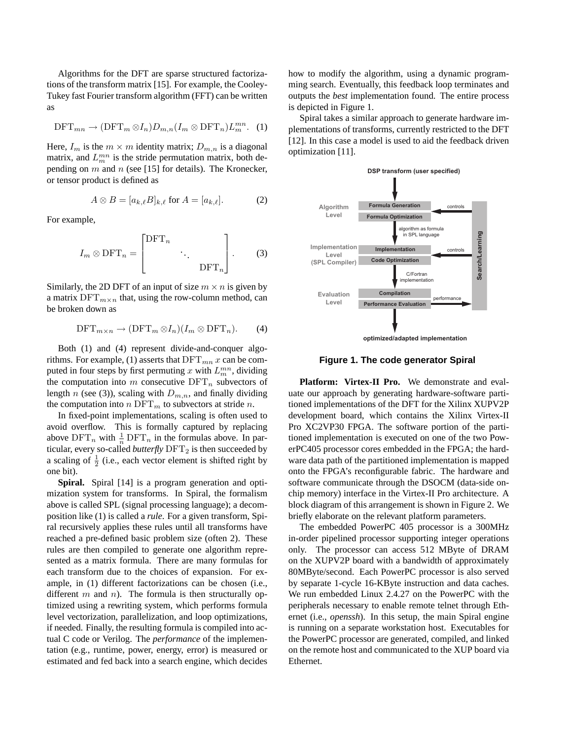Algorithms for the DFT are sparse structured factorizations of the transform matrix [15]. For example, the Cooley-Tukey fast Fourier transform algorithm (FFT) can be written as

$$\mathrm{DFT}_{mn} \rightarrow (\mathrm{DFT}_m \otimes I_n) D_{m,n} (I_m \otimes \mathrm{DFT}_n) L_m^{mn}. \quad (1)$$

Here, $I_m$ is the $m \times m$ identity matrix; $D_{m,n}$ is a diagonal matrix, and $L_m^{mn}$ is the stride permutation matrix, both depending on $m$ and $n$ (see [15] for details). The Kronecker, or tensor product is defined as

$$A \otimes B = [a_{k,\ell} B]_{k,\ell} \text{ for } A = [a_{k,\ell}]. \quad (2)$$

For example,

$$I_m \otimes \mathrm{DFT}_n = \begin{bmatrix} \mathrm{DFT}_n & & \\ & \ddots & \\ & & \mathrm{DFT}_n \end{bmatrix}. \quad (3)$$

Similarly, the 2D DFT of an input of size $m \times n$ is given by a matrix $\mathrm{DFT}_{m \times n}$ that, using the row-column method, can be broken down as

$$\mathrm{DFT}_{m \times n} \rightarrow (\mathrm{DFT}_m \otimes I_n)(I_m \otimes \mathrm{DFT}_n). \quad (4)$$

Both (1) and (4) represent divide-and-conquer algorithms. For example, (1) asserts that $\mathrm{DFT}_{mn}\, x$ can be computed in four steps by first permuting $x$ with $L_m^{mn}$, dividing the computation into $m$ consecutive $\mathrm{DFT}_n$ subvectors of length $n$ (see (3)), scaling with $D_{m,n}$, and finally dividing the computation into $n$ $\mathrm{DFT}_m$ to subvectors at stride $n$.

In fixed-point implementations, scaling is often used to avoid overflow. This is formally captured by replacing above $\mathrm{DFT}_n$ with $\frac{1}{n}\mathrm{DFT}_n$ in the formulas above. In particular, every so-called *butterfly* $\mathrm{DFT}_2$ is then succeeded by a scaling of $\frac{1}{2}$ (i.e., each vector element is shifted right by one bit).

**Spiral.** Spiral [14] is a program generation and optimization system for transforms. In Spiral, the formalism above is called SPL (signal processing language); a decomposition like (1) is called a *rule*. For a given transform, Spiral recursively applies these rules until all transforms have reached a pre-defined basic problem size (often 2). These rules are then compiled to generate one algorithm represented as a matrix formula. There are many formulas for each transform due to the choices of expansion. For example, in (1) different factorizations can be chosen (i.e., different $m$ and $n$). The formula is then structurally optimized using a rewriting system, which performs formula level vectorization, parallelization, and loop optimizations, if needed. Finally, the resulting formula is compiled into actual C code or Verilog. The *performance* of the implementation (e.g., runtime, power, energy, error) is measured or estimated and fed back into a search engine, which decides how to modify the algorithm, using a dynamic programming search. Eventually, this feedback loop terminates and outputs the *best* implementation found. The entire process is depicted in Figure 1.

Spiral takes a similar approach to generate hardware implementations of transforms, currently restricted to the DFT [12]. In this case a model is used to aid the feedback driven optimization [11].

DSP transform (user specified)

Algorithm Level: Formula Generation, Formula Optimization — controls

algorithm as formula in SPL language

Implementation Level (SPL Compiler): Implementation, Code Optimization — controls

C/Fortran implementation

Evaluation Level: Compilation, Performance Evaluation — performance

Search/Learning

optimized/adapted implementation

**Figure 1. The code generator Spiral**

**Platform: Virtex-II Pro.** We demonstrate and evaluate our approach by generating hardware-software partitioned implementations of the DFT for the Xilinx XUPV2P development board, which contains the Xilinx Virtex-II Pro XC2VP30 FPGA. The software portion of the partitioned implementation is executed on one of the two PowerPC405 processor cores embedded in the FPGA; the hardware data path of the partitioned implementation is mapped onto the FPGA's reconfigurable fabric. The hardware and software communicate through the DSOCM (data-side on-chip memory) interface in the Virtex-II Pro architecture. A block diagram of this arrangement is shown in Figure 2. We briefly elaborate on the relevant platform parameters.

The embedded PowerPC 405 processor is a 300MHz in-order pipelined processor supporting integer operations only. The processor can access 512 MByte of DRAM on the XUPV2P board with a bandwidth of approximately 80MByte/second. Each PowerPC processor is also served by separate 1-cycle 16-KByte instruction and data caches. We run embedded Linux 2.4.27 on the PowerPC with the peripherals necessary to enable remote telnet through Ethernet (i.e., *openssh*). In this setup, the main Spiral engine is running on a separate workstation host. Executables for the PowerPC processor are generated, compiled, and linked on the remote host and communicated to the XUP board via Ethernet.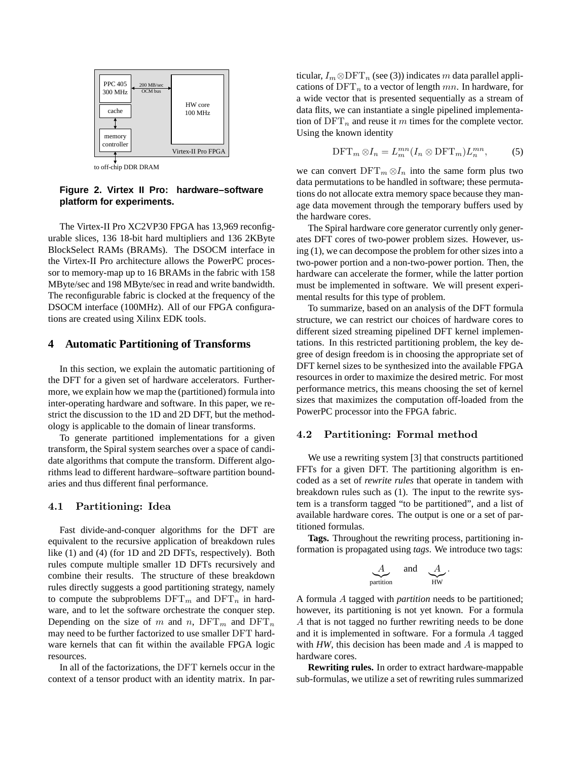Figure 2. Virtex II Pro: hardware–software platform for experiments.

The Virtex-II Pro XC2VP30 FPGA has 13,969 reconfigurable slices, 136 18-bit hard multipliers and 136 2KByte BlockSelect RAMs (BRAMs). The DSOCM interface in the Virtex-II Pro architecture allows the PowerPC processor to memory-map up to 16 BRAMs in the fabric with 158 MByte/sec and 198 MByte/sec in read and write bandwidth. The reconfigurable fabric is clocked at the frequency of the DSOCM interface (100MHz). All of our FPGA configurations are created using Xilinx EDK tools.

# 4 Automatic Partitioning of Transforms

In this section, we explain the automatic partitioning of the DFT for a given set of hardware accelerators. Furthermore, we explain how we map the (partitioned) formula into inter-operating hardware and software. In this paper, we restrict the discussion to the 1D and 2D DFT, but the methodology is applicable to the domain of linear transforms.

To generate partitioned implementations for a given transform, the Spiral system searches over a space of candidate algorithms that compute the transform. Different algorithms lead to different hardware–software partition boundaries and thus different final performance.

## 4.1 Partitioning: Idea

Fast divide-and-conquer algorithms for the DFT are equivalent to the recursive application of breakdown rules like (1) and (4) (for 1D and 2D DFTs, respectively). Both rules compute multiple smaller 1D DFTs recursively and combine their results. The structure of these breakdown rules directly suggests a good partitioning strategy, namely to compute the subproblems $\mathrm{DFT}_m$ and $\mathrm{DFT}_n$ in hardware, and to let the software orchestrate the conquer step. Depending on the size of $m$ and $n$, $\mathrm{DFT}_m$ and $\mathrm{DFT}_n$ may need to be further factorized to use smaller DFT hardware kernels that can fit within the available FPGA logic resources.

In all of the factorizations, the DFT kernels occur in the context of a tensor product with an identity matrix. In particular, $I_m \otimes \mathrm{DFT}_n$ (see (3)) indicates $m$ data parallel applications of $\mathrm{DFT}_n$ to a vector of length $mn$. In hardware, for a wide vector that is presented sequentially as a stream of data flits, we can instantiate a single pipelined implementation of $\mathrm{DFT}_n$ and reuse it $m$ times for the complete vector. Using the known identity

$$\mathrm{DFT}_m \otimes I_n = L^{mn}_m (I_n \otimes \mathrm{DFT}_m) L^{mn}_n, \tag{5}$$

we can convert $\mathrm{DFT}_m \otimes I_n$ into the same form plus two data permutations to be handled in software; these permutations do not allocate extra memory space because they manage data movement through the temporary buffers used by the hardware cores.

The Spiral hardware core generator currently only generates DFT cores of two-power problem sizes. However, using (1), we can decompose the problem for other sizes into a two-power portion and a non-two-power portion. Then, the hardware can accelerate the former, while the latter portion must be implemented in software. We will present experimental results for this type of problem.

To summarize, based on an analysis of the DFT formula structure, we can restrict our choices of hardware cores to different sized streaming pipelined DFT kernel implementations. In this restricted partitioning problem, the key degree of design freedom is in choosing the appropriate set of DFT kernel sizes to be synthesized into the available FPGA resources in order to maximize the desired metric. For most performance metrics, this means choosing the set of kernel sizes that maximizes the computation off-loaded from the PowerPC processor into the FPGA fabric.

## 4.2 Partitioning: Formal method

We use a rewriting system [3] that constructs partitioned FFTs for a given DFT. The partitioning algorithm is encoded as a set of *rewrite rules* that operate in tandem with breakdown rules such as (1). The input to the rewrite system is a transform tagged "to be partitioned", and a list of available hardware cores. The output is one or a set of partitioned formulas.

**Tags.** Throughout the rewriting process, partitioning information is propagated using *tags*. We introduce two tags:

$$\underbrace{A}_{\text{partition}} \quad \text{and} \quad \underbrace{A}_{\text{HW}}.$$

A formula $A$ tagged with *partition* needs to be partitioned; however, its partitioning is not yet known. For a formula $A$ that is not tagged no further rewriting needs to be done and it is implemented in software. For a formula $A$ tagged with *HW*, this decision has been made and $A$ is mapped to hardware cores.

**Rewriting rules.** In order to extract hardware-mappable sub-formulas, we utilize a set of rewriting rules summarized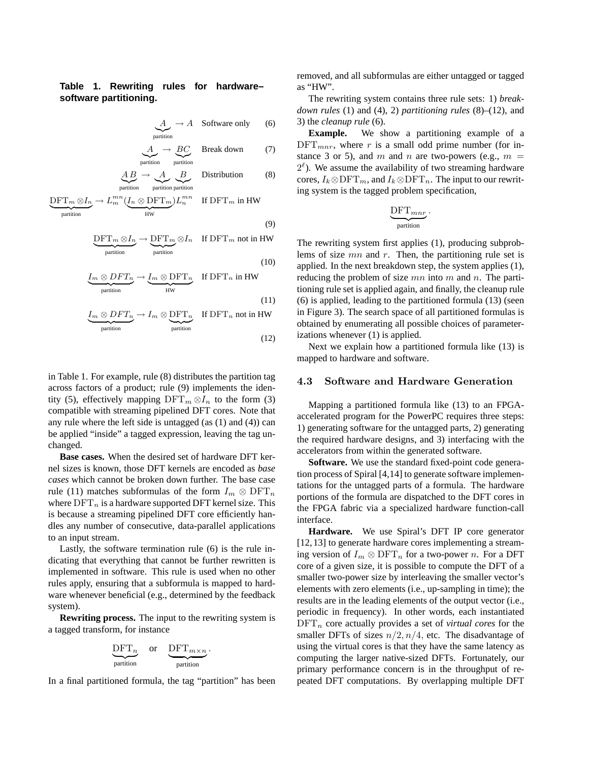**Table 1. Rewriting rules for hardware–software partitioning.**

$$\underbrace{A}_{\text{partition}} \rightarrow A \quad \text{Software only} \qquad (6)$$

$$\underbrace{A}_{\text{partition}} \rightarrow \underbrace{BC}_{\text{partition}} \quad \text{Break down} \qquad (7)$$

$$\underbrace{A\,B}_{\text{partition}} \rightarrow \underbrace{A}_{\text{partition}}\ \underbrace{B}_{\text{partition}} \quad \text{Distribution} \qquad (8)$$

$$\underbrace{\mathrm{DFT}_m \otimes I_n}_{\text{partition}} \rightarrow L_m^{mn} \underbrace{(I_n \otimes \mathrm{DFT}_m)}_{\text{HW}} L_n^{mn} \quad \text{If } \mathrm{DFT}_m \text{ in HW} \qquad (9)$$

$$\underbrace{\mathrm{DFT}_m \otimes I_n}_{\text{partition}} \rightarrow \underbrace{\mathrm{DFT}_m}_{\text{partition}} \otimes I_n \quad \text{If } \mathrm{DFT}_m \text{ not in HW} \qquad (10)$$

$$\underbrace{I_m \otimes DFT_n}_{\text{partition}} \rightarrow \underbrace{I_m \otimes \mathrm{DFT}_n}_{\text{HW}} \quad \text{If } \mathrm{DFT}_n \text{ in HW} \qquad (11)$$

$$\underbrace{I_m \otimes DFT_n}_{\text{partition}} \rightarrow I_m \otimes \underbrace{\mathrm{DFT}_n}_{\text{partition}} \quad \text{If } \mathrm{DFT}_n \text{ not in HW} \qquad (12)$$

in Table 1. For example, rule (8) distributes the partition tag across factors of a product; rule (9) implements the identity (5), effectively mapping $\mathrm{DFT}_m \otimes I_n$ to the form (3) compatible with streaming pipelined DFT cores. Note that any rule where the left side is untagged (as (1) and (4)) can be applied "inside" a tagged expression, leaving the tag unchanged.

**Base cases.** When the desired set of hardware DFT kernel sizes is known, those DFT kernels are encoded as *base cases* which cannot be broken down further. The base case rule (11) matches subformulas of the form $I_m \otimes \mathrm{DFT}_n$ where $\mathrm{DFT}_n$ is a hardware supported DFT kernel size. This is because a streaming pipelined DFT core efficiently handles any number of consecutive, data-parallel applications to an input stream.

Lastly, the software termination rule (6) is the rule indicating that everything that cannot be further rewritten is implemented in software. This rule is used when no other rules apply, ensuring that a subformula is mapped to hardware whenever beneficial (e.g., determined by the feedback system).

**Rewriting process.** The input to the rewriting system is a tagged transform, for instance

$$\underbrace{\mathrm{DFT}_n}_{\text{partition}} \quad \text{or} \quad \underbrace{\mathrm{DFT}_{m\times n}}_{\text{partition}}.$$

In a final partitioned formula, the tag "partition" has been removed, and all subformulas are either untagged or tagged as "HW".

The rewriting system contains three rule sets: 1) *breakdown rules* (1) and (4), 2) *partitioning rules* (8)–(12), and 3) the *cleanup rule* (6).

**Example.** We show a partitioning example of a $\mathrm{DFT}_{mnr}$, where $r$ is a small odd prime number (for instance 3 or 5), and $m$ and $n$ are two-powers (e.g., $m = 2^\ell$). We assume the availability of two streaming hardware cores, $I_k \otimes \mathrm{DFT}_m$, and $I_k \otimes \mathrm{DFT}_n$. The input to our rewriting system is the tagged problem specification,

$$\underbrace{\mathrm{DFT}_{mnr}}_{\text{partition}}.$$

The rewriting system first applies (1), producing subproblems of size $mn$ and $r$. Then, the partitioning rule set is applied. In the next breakdown step, the system applies (1), reducing the problem of size $mn$ into $m$ and $n$. The partitioning rule set is applied again, and finally, the cleanup rule (6) is applied, leading to the partitioned formula (13) (seen in Figure 3). The search space of all partitioned formulas is obtained by enumerating all possible choices of parameterizations whenever (1) is applied.

Next we explain how a partitioned formula like (13) is mapped to hardware and software.

### 4.3 Software and Hardware Generation

Mapping a partitioned formula like (13) to an FPGA-accelerated program for the PowerPC requires three steps: 1) generating software for the untagged parts, 2) generating the required hardware designs, and 3) interfacing with the accelerators from within the generated software.

**Software.** We use the standard fixed-point code generation process of Spiral [4,14] to generate software implementations for the untagged parts of a formula. The hardware portions of the formula are dispatched to the DFT cores in the FPGA fabric via a specialized hardware function-call interface.

**Hardware.** We use Spiral's DFT IP core generator [12,13] to generate hardware cores implementing a streaming version of $I_m \otimes \mathrm{DFT}_n$ for a two-power $n$. For a DFT core of a given size, it is possible to compute the DFT of a smaller two-power size by interleaving the smaller vector's elements with zero elements (i.e., up-sampling in time); the results are in the leading elements of the output vector (i.e., periodic in frequency). In other words, each instantiated $\mathrm{DFT}_n$ core actually provides a set of *virtual cores* for the smaller DFTs of sizes $n/2, n/4,$ etc. The disadvantage of using the virtual cores is that they have the same latency as computing the larger native-sized DFTs. Fortunately, our primary performance concern is in the throughput of repeated DFT computations. By overlapping multiple DFT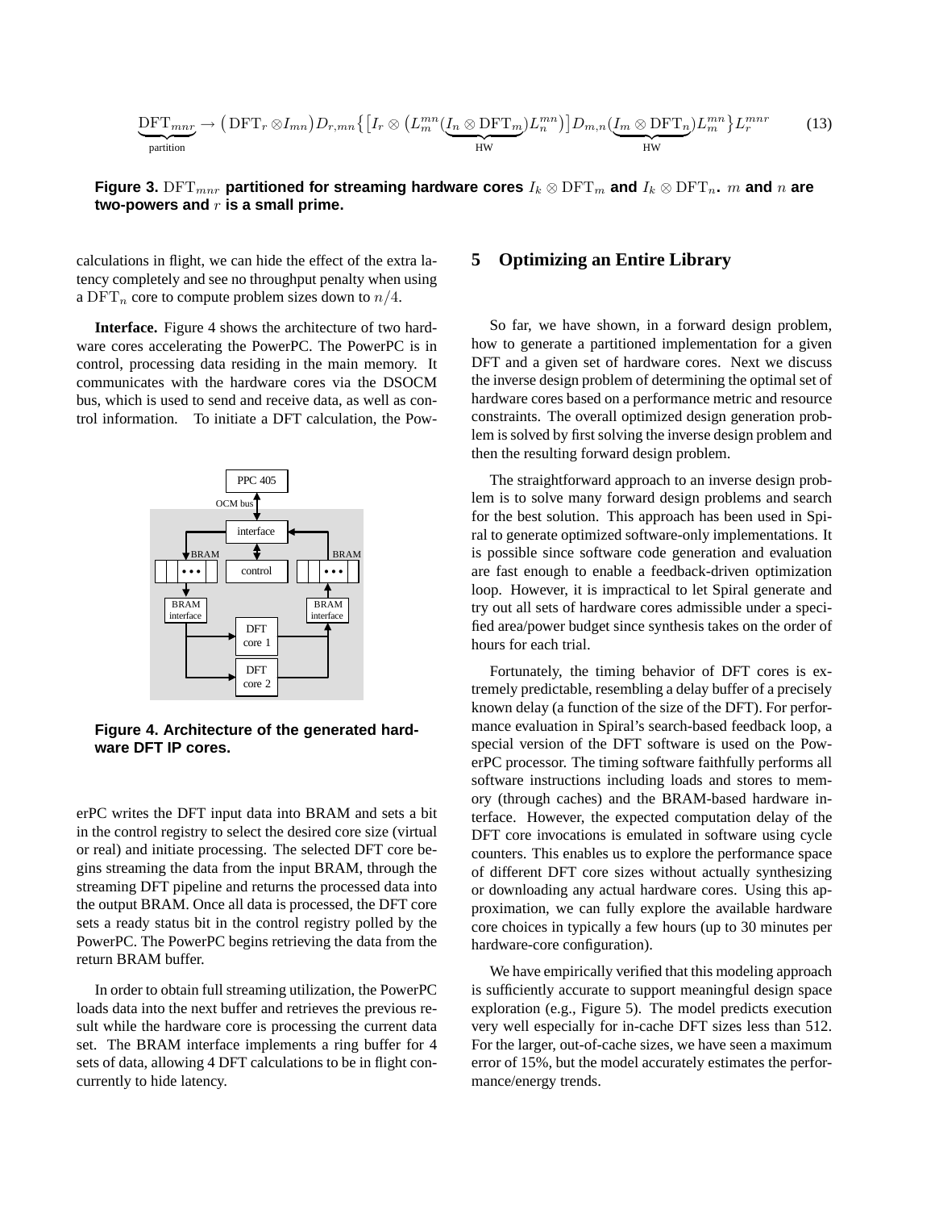$$\underbrace{\mathrm{DFT}_{mnr}}_{\text{partition}} \rightarrow \left(\mathrm{DFT}_r \otimes I_{mn}\right) D_{r,mn} \Big\{ \big[ I_r \otimes \big( L_m^{mn} \underbrace{(I_n \otimes \mathrm{DFT}_m)}_{\text{HW}} L_n^{mn} \big) \big] D_{m,n} \underbrace{(I_m \otimes \mathrm{DFT}_n)}_{\text{HW}} L_m^{mn} \Big\} L_r^{mnr} \qquad (13)$$

**Figure 3.** $\mathrm{DFT}_{mnr}$ **partitioned for streaming hardware cores** $I_k \otimes \mathrm{DFT}_m$ **and** $I_k \otimes \mathrm{DFT}_n$**.** $m$ **and** $n$ **are two-powers and** $r$ **is a small prime.**

calculations in flight, we can hide the effect of the extra latency completely and see no throughput penalty when using a $\mathrm{DFT}_n$ core to compute problem sizes down to $n/4$.

**Interface.** Figure 4 shows the architecture of two hardware cores accelerating the PowerPC. The PowerPC is in control, processing data residing in the main memory. It communicates with the hardware cores via the DSOCM bus, which is used to send and receive data, as well as control information. To initiate a DFT calculation, the PowerPC writes the DFT input data into BRAM and sets a bit in the control registry to select the desired core size (virtual or real) and initiate processing. The selected DFT core begins streaming the data from the input BRAM, through the streaming DFT pipeline and returns the processed data into the output BRAM. Once all data is processed, the DFT core sets a ready status bit in the control registry polled by the PowerPC. The PowerPC begins retrieving the data from the return BRAM buffer.

PPC 405
OCM bus
interface
BRAM
control
BRAM
BRAM interface
BRAM interface
DFT core 1
DFT core 2

**Figure 4. Architecture of the generated hardware DFT IP cores.**

In order to obtain full streaming utilization, the PowerPC loads data into the next buffer and retrieves the previous result while the hardware core is processing the current data set. The BRAM interface implements a ring buffer for 4 sets of data, allowing 4 DFT calculations to be in flight concurrently to hide latency.

## 5 Optimizing an Entire Library

So far, we have shown, in a forward design problem, how to generate a partitioned implementation for a given DFT and a given set of hardware cores. Next we discuss the inverse design problem of determining the optimal set of hardware cores based on a performance metric and resource constraints. The overall optimized design generation problem is solved by first solving the inverse design problem and then the resulting forward design problem.

The straightforward approach to an inverse design problem is to solve many forward design problems and search for the best solution. This approach has been used in Spiral to generate optimized software-only implementations. It is possible since software code generation and evaluation are fast enough to enable a feedback-driven optimization loop. However, it is impractical to let Spiral generate and try out all sets of hardware cores admissible under a specified area/power budget since synthesis takes on the order of hours for each trial.

Fortunately, the timing behavior of DFT cores is extremely predictable, resembling a delay buffer of a precisely known delay (a function of the size of the DFT). For performance evaluation in Spiral's search-based feedback loop, a special version of the DFT software is used on the PowerPC processor. The timing software faithfully performs all software instructions including loads and stores to memory (through caches) and the BRAM-based hardware interface. However, the expected computation delay of the DFT core invocations is emulated in software using cycle counters. This enables us to explore the performance space of different DFT core sizes without actually synthesizing or downloading any actual hardware cores. Using this approximation, we can fully explore the available hardware core choices in typically a few hours (up to 30 minutes per hardware-core configuration).

We have empirically verified that this modeling approach is sufficiently accurate to support meaningful design space exploration (e.g., Figure 5). The model predicts execution very well especially for in-cache DFT sizes less than 512. For the larger, out-of-cache sizes, we have seen a maximum error of 15%, but the model accurately estimates the performance/energy trends.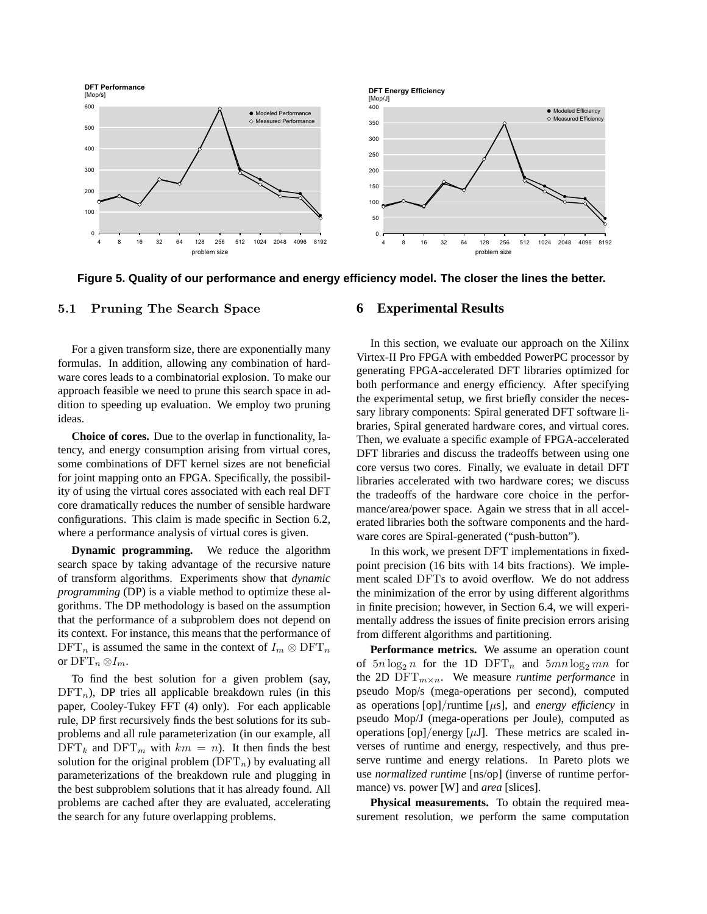Figure 5. Quality of our performance and energy efficiency model. The closer the lines the better.

### 5.1 Pruning The Search Space

For a given transform size, there are exponentially many formulas. In addition, allowing any combination of hardware cores leads to a combinatorial explosion. To make our approach feasible we need to prune this search space in addition to speeding up evaluation. We employ two pruning ideas.

**Choice of cores.** Due to the overlap in functionality, latency, and energy consumption arising from virtual cores, some combinations of DFT kernel sizes are not beneficial for joint mapping onto an FPGA. Specifically, the possibility of using the virtual cores associated with each real DFT core dramatically reduces the number of sensible hardware configurations. This claim is made specific in Section 6.2, where a performance analysis of virtual cores is given.

**Dynamic programming.** We reduce the algorithm search space by taking advantage of the recursive nature of transform algorithms. Experiments show that *dynamic programming* (DP) is a viable method to optimize these algorithms. The DP methodology is based on the assumption that the performance of a subproblem does not depend on its context. For instance, this means that the performance of $\mathrm{DFT}_n$ is assumed the same in the context of $I_m \otimes \mathrm{DFT}_n$ or $\mathrm{DFT}_n \otimes I_m$.

To find the best solution for a given problem (say, $\mathrm{DFT}_n$), DP tries all applicable breakdown rules (in this paper, Cooley-Tukey FFT (4) only). For each applicable rule, DP first recursively finds the best solutions for its subproblems and all rule parameterization (in our example, all $\mathrm{DFT}_k$ and $\mathrm{DFT}_m$ with $km = n$). It then finds the best solution for the original problem ($\mathrm{DFT}_n$) by evaluating all parameterizations of the breakdown rule and plugging in the best subproblem solutions that it has already found. All problems are cached after they are evaluated, accelerating the search for any future overlapping problems.

## 6 Experimental Results

In this section, we evaluate our approach on the Xilinx Virtex-II Pro FPGA with embedded PowerPC processor by generating FPGA-accelerated DFT libraries optimized for both performance and energy efficiency. After specifying the experimental setup, we first briefly consider the necessary library components: Spiral generated DFT software libraries, Spiral generated hardware cores, and virtual cores. Then, we evaluate a specific example of FPGA-accelerated DFT libraries and discuss the tradeoffs between using one core versus two cores. Finally, we evaluate in detail DFT libraries accelerated with two hardware cores; we discuss the tradeoffs of the hardware core choice in the performance/area/power space. Again we stress that in all accelerated libraries both the software components and the hardware cores are Spiral-generated ("push-button").

In this work, we present DFT implementations in fixed-point precision (16 bits with 14 bits fractions). We implement scaled DFTs to avoid overflow. We do not address the minimization of the error by using different algorithms in finite precision; however, in Section 6.4, we will experimentally address the issues of finite precision errors arising from different algorithms and partitioning.

**Performance metrics.** We assume an operation count of $5n \log_2 n$ for the 1D $\mathrm{DFT}_n$ and $5mn \log_2 mn$ for the 2D $\mathrm{DFT}_{m \times n}$. We measure *runtime performance* in pseudo Mop/s (mega-operations per second), computed as operations [op]/runtime [$\mu$s], and *energy efficiency* in pseudo Mop/J (mega-operations per Joule), computed as operations [op]/energy [$\mu$J]. These metrics are scaled inverses of runtime and energy, respectively, and thus preserve runtime and energy relations. In Pareto plots we use *normalized runtime* [ns/op] (inverse of runtime performance) vs. power [W] and *area* [slices].

**Physical measurements.** To obtain the required measurement resolution, we perform the same computation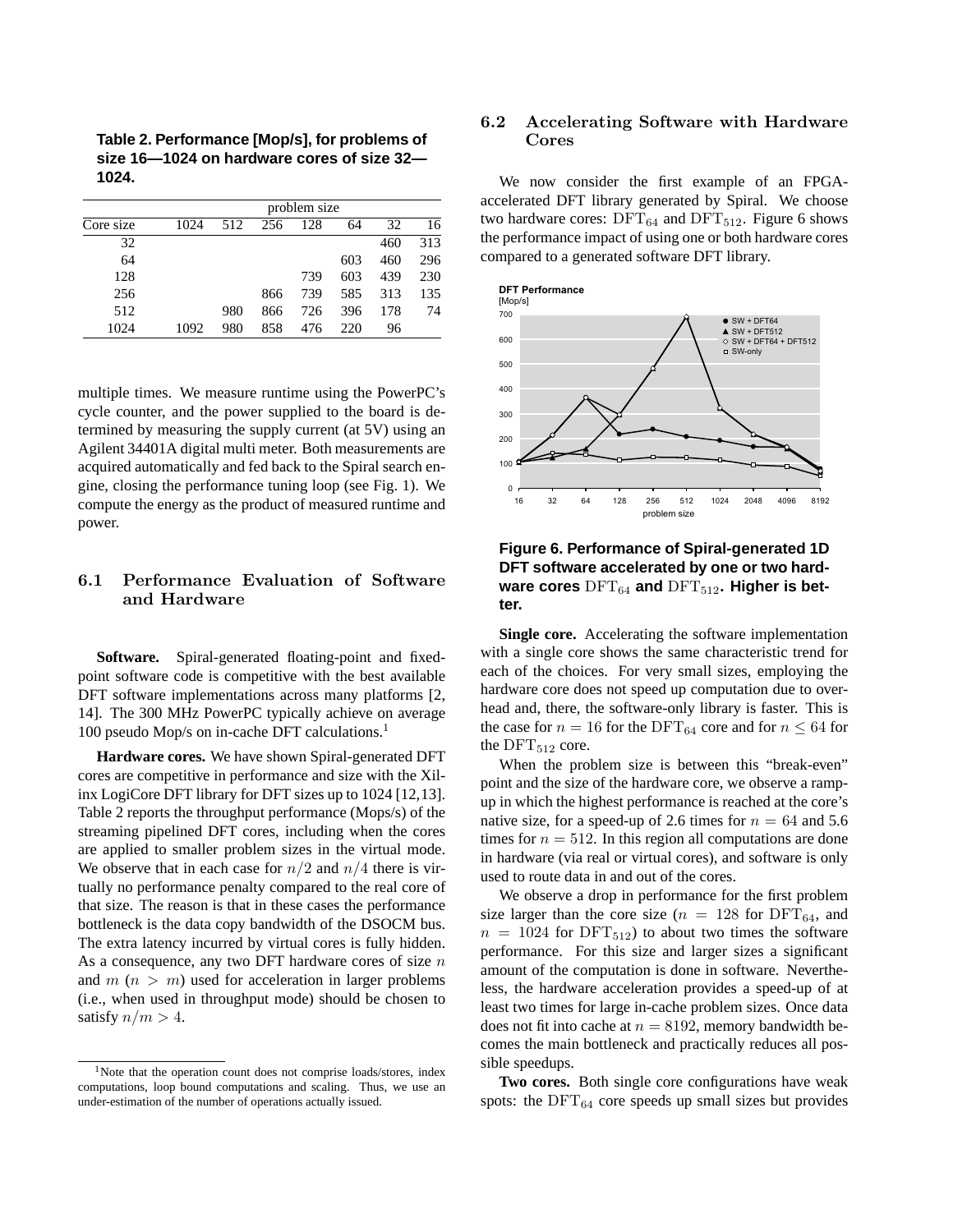**Table 2. Performance [Mop/s], for problems of size 16—1024 on hardware cores of size 32—1024.**

| | problem size | | | | | | |
|---|---|---|---|---|---|---|---|
| Core size | 1024 | 512 | 256 | 128 | 64 | 32 | 16 |
| 32 | | | | | | 460 | 313 |
| 64 | | | | | 603 | 460 | 296 |
| 128 | | | | 739 | 603 | 439 | 230 |
| 256 | | | 866 | 739 | 585 | 313 | 135 |
| 512 | | 980 | 866 | 726 | 396 | 178 | 74 |
| 1024 | 1092 | 980 | 858 | 476 | 220 | 96 | |

multiple times. We measure runtime using the PowerPC's cycle counter, and the power supplied to the board is determined by measuring the supply current (at 5V) using an Agilent 34401A digital multi meter. Both measurements are acquired automatically and fed back to the Spiral search engine, closing the performance tuning loop (see Fig. 1). We compute the energy as the product of measured runtime and power.

## 6.1 Performance Evaluation of Software and Hardware

**Software.** Spiral-generated floating-point and fixed-point software code is competitive with the best available DFT software implementations across many platforms [2, 14]. The 300 MHz PowerPC typically achieve on average 100 pseudo Mop/s on in-cache DFT calculations.[1]

**Hardware cores.** We have shown Spiral-generated DFT cores are competitive in performance and size with the Xilinx LogiCore DFT library for DFT sizes up to 1024 [12,13]. Table 2 reports the throughput performance (Mops/s) of the streaming pipelined DFT cores, including when the cores are applied to smaller problem sizes in the virtual mode. We observe that in each case for $n/2$ and $n/4$ there is virtually no performance penalty compared to the real core of that size. The reason is that in these cases the performance bottleneck is the data copy bandwidth of the DSOCM bus. The extra latency incurred by virtual cores is fully hidden. As a consequence, any two DFT hardware cores of size $n$ and $m$ ($n > m$) used for acceleration in larger problems (i.e., when used in throughput mode) should be chosen to satisfy $n/m > 4$.

[1]Note that the operation count does not comprise loads/stores, index computations, loop bound computations and scaling. Thus, we use an under-estimation of the number of operations actually issued.

## 6.2 Accelerating Software with Hardware Cores

We now consider the first example of an FPGA-accelerated DFT library generated by Spiral. We choose two hardware cores: $\mathrm{DFT}_{64}$ and $\mathrm{DFT}_{512}$. Figure 6 shows the performance impact of using one or both hardware cores compared to a generated software DFT library.

**Figure 6. Performance of Spiral-generated 1D DFT software accelerated by one or two hardware cores $\mathrm{DFT}_{64}$ and $\mathrm{DFT}_{512}$. Higher is better.**

**Single core.** Accelerating the software implementation with a single core shows the same characteristic trend for each of the choices. For very small sizes, employing the hardware core does not speed up computation due to overhead and, there, the software-only library is faster. This is the case for $n = 16$ for the $\mathrm{DFT}_{64}$ core and for $n \leq 64$ for the $\mathrm{DFT}_{512}$ core.

When the problem size is between this "break-even" point and the size of the hardware core, we observe a ramp-up in which the highest performance is reached at the core's native size, for a speed-up of 2.6 times for $n = 64$ and 5.6 times for $n = 512$. In this region all computations are done in hardware (via real or virtual cores), and software is only used to route data in and out of the cores.

We observe a drop in performance for the first problem size larger than the core size ($n = 128$ for $\mathrm{DFT}_{64}$, and $n = 1024$ for $\mathrm{DFT}_{512}$) to about two times the software performance. For this size and larger sizes a significant amount of the computation is done in software. Nevertheless, the hardware acceleration provides a speed-up of at least two times for large in-cache problem sizes. Once data does not fit into cache at $n = 8192$, memory bandwidth becomes the main bottleneck and practically reduces all possible speedups.

**Two cores.** Both single core configurations have weak spots: the $\mathrm{DFT}_{64}$ core speeds up small sizes but provides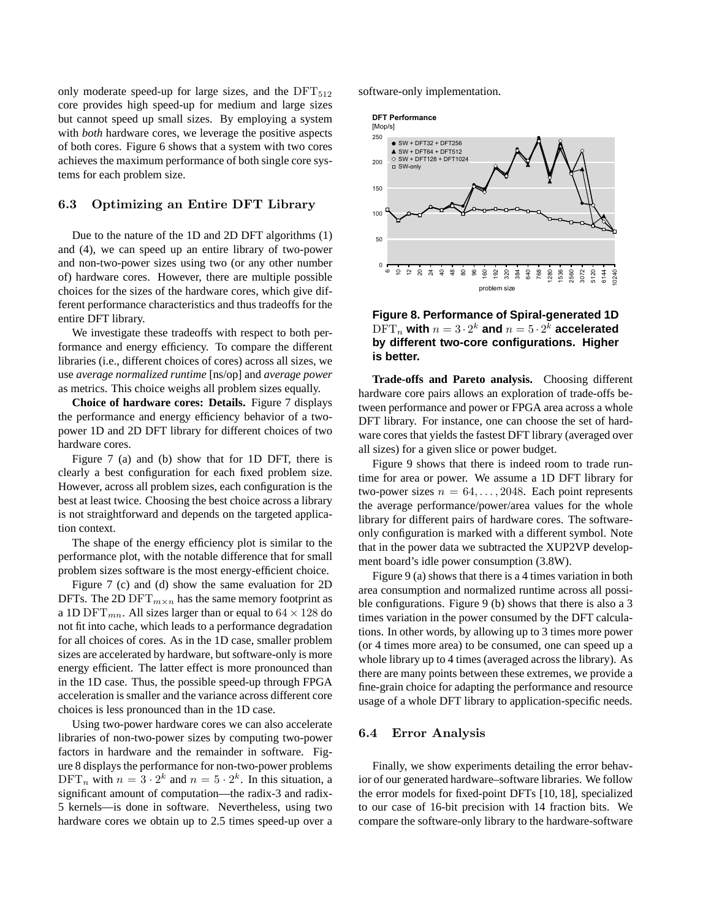only moderate speed-up for large sizes, and the $\mathrm{DFT}_{512}$ core provides high speed-up for medium and large sizes but cannot speed up small sizes. By employing a system with *both* hardware cores, we leverage the positive aspects of both cores. Figure 6 shows that a system with two cores achieves the maximum performance of both single core systems for each problem size.

### 6.3 Optimizing an Entire DFT Library

Due to the nature of the 1D and 2D DFT algorithms (1) and (4), we can speed up an entire library of two-power and non-two-power sizes using two (or any other number of) hardware cores. However, there are multiple possible choices for the sizes of the hardware cores, which give different performance characteristics and thus tradeoffs for the entire DFT library.

We investigate these tradeoffs with respect to both performance and energy efficiency. To compare the different libraries (i.e., different choices of cores) across all sizes, we use *average normalized runtime* [ns/op] and *average power* as metrics. This choice weighs all problem sizes equally.

**Choice of hardware cores: Details.** Figure 7 displays the performance and energy efficiency behavior of a two-power 1D and 2D DFT library for different choices of two hardware cores.

Figure 7 (a) and (b) show that for 1D DFT, there is clearly a best configuration for each fixed problem size. However, across all problem sizes, each configuration is the best at least twice. Choosing the best choice across a library is not straightforward and depends on the targeted application context.

The shape of the energy efficiency plot is similar to the performance plot, with the notable difference that for small problem sizes software is the most energy-efficient choice.

Figure 7 (c) and (d) show the same evaluation for 2D DFTs. The 2D $\mathrm{DFT}_{m\times n}$ has the same memory footprint as a 1D $\mathrm{DFT}_{mn}$. All sizes larger than or equal to $64 \times 128$ do not fit into cache, which leads to a performance degradation for all choices of cores. As in the 1D case, smaller problem sizes are accelerated by hardware, but software-only is more energy efficient. The latter effect is more pronounced than in the 1D case. Thus, the possible speed-up through FPGA acceleration is smaller and the variance across different core choices is less pronounced than in the 1D case.

Using two-power hardware cores we can also accelerate libraries of non-two-power sizes by computing two-power factors in hardware and the remainder in software. Figure 8 displays the performance for non-two-power problems $\mathrm{DFT}_n$ with $n = 3 \cdot 2^k$ and $n = 5 \cdot 2^k$. In this situation, a significant amount of computation—the radix-3 and radix-5 kernels—is done in software. Nevertheless, using two hardware cores we obtain up to 2.5 times speed-up over a software-only implementation.

**DFT Performance** [Mop/s]

- SW + DFT32 + DFT256
- SW + DFT64 + DFT512
- SW + DFT128 + DFT1024
- SW-only

problem size: 6, 10, 12, 20, 24, 40, 48, 80, 96, 160, 192, 320, 384, 640, 768, 1280, 1536, 2560, 3072, 5120, 6144, 10240

**Figure 8. Performance of Spiral-generated 1D $\mathrm{DFT}_n$ with $n = 3 \cdot 2^k$ and $n = 5 \cdot 2^k$ accelerated by different two-core configurations. Higher is better.**

**Trade-offs and Pareto analysis.** Choosing different hardware core pairs allows an exploration of trade-offs between performance and power or FPGA area across a whole DFT library. For instance, one can choose the set of hardware cores that yields the fastest DFT library (averaged over all sizes) for a given slice or power budget.

Figure 9 shows that there is indeed room to trade runtime for area or power. We assume a 1D DFT library for two-power sizes $n = 64, \ldots, 2048$. Each point represents the average performance/power/area values for the whole library for different pairs of hardware cores. The software-only configuration is marked with a different symbol. Note that in the power data we subtracted the XUP2VP development board's idle power consumption (3.8W).

Figure 9 (a) shows that there is a 4 times variation in both area consumption and normalized runtime across all possible configurations. Figure 9 (b) shows that there is also a 3 times variation in the power consumed by the DFT calculations. In other words, by allowing up to 3 times more power (or 4 times more area) to be consumed, one can speed up a whole library up to 4 times (averaged across the library). As there are many points between these extremes, we provide a fine-grain choice for adapting the performance and resource usage of a whole DFT library to application-specific needs.

### 6.4 Error Analysis

Finally, we show experiments detailing the error behavior of our generated hardware–software libraries. We follow the error models for fixed-point DFTs [10, 18], specialized to our case of 16-bit precision with 14 fraction bits. We compare the software-only library to the hardware-software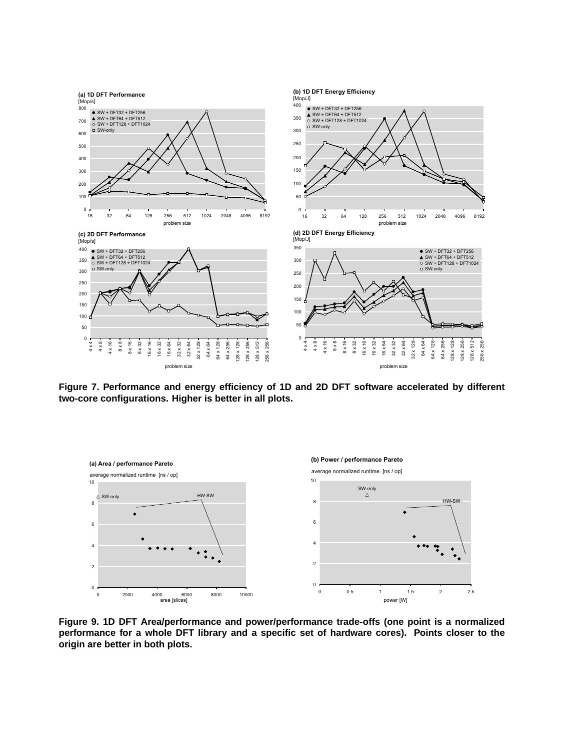**Figure 7. Performance and energy efficiency of 1D and 2D DFT software accelerated by different two-core configurations. Higher is better in all plots.**

**Figure 9. 1D DFT Area/performance and power/performance trade-offs (one point is a normalized performance for a whole DFT library and a specific set of hardware cores). Points closer to the origin are better in both plots.**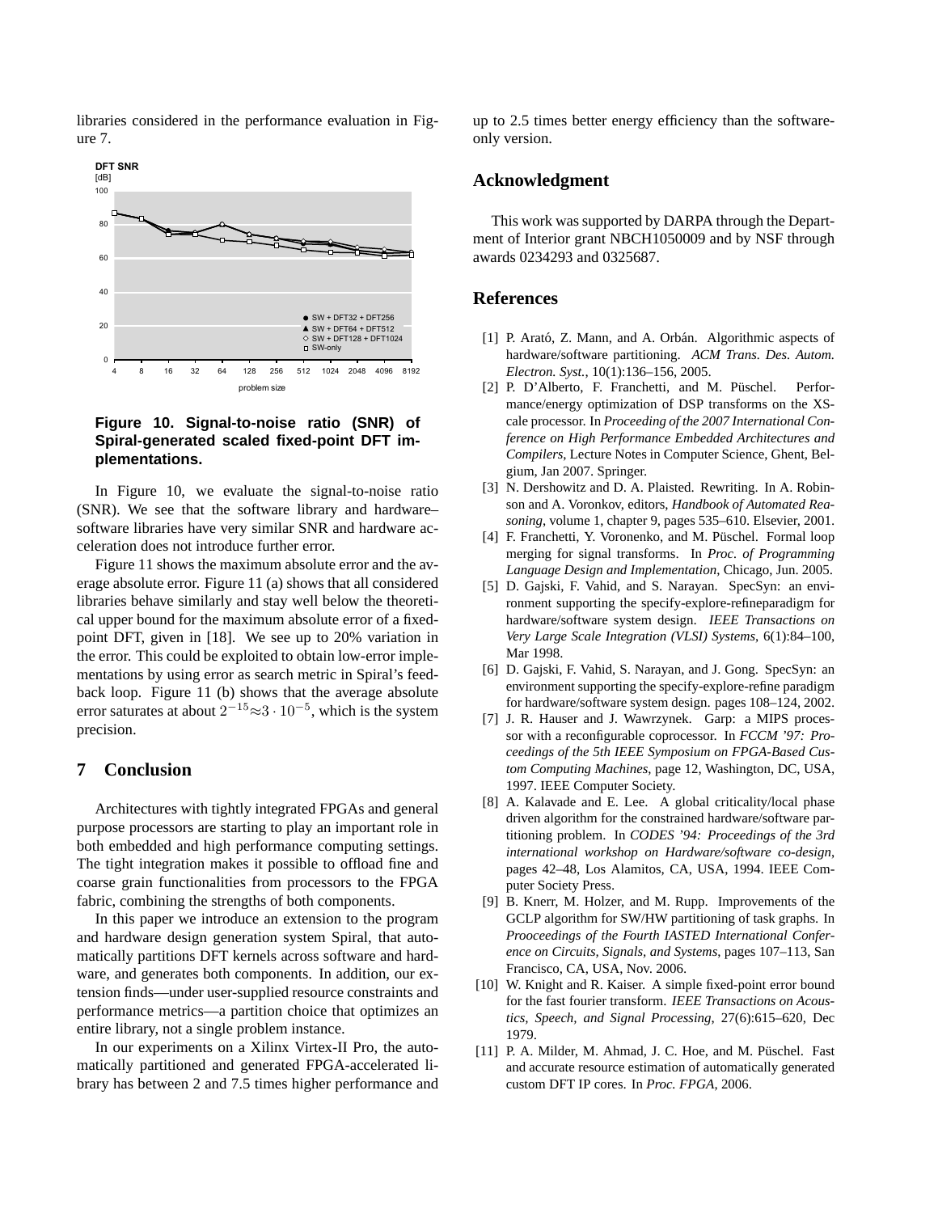libraries considered in the performance evaluation in Figure 7.

**Figure 10. Signal-to-noise ratio (SNR) of Spiral-generated scaled fixed-point DFT implementations.**

In Figure 10, we evaluate the signal-to-noise ratio (SNR). We see that the software library and hardware–software libraries have very similar SNR and hardware acceleration does not introduce further error.

Figure 11 shows the maximum absolute error and the average absolute error. Figure 11 (a) shows that all considered libraries behave similarly and stay well below the theoretical upper bound for the maximum absolute error of a fixed-point DFT, given in [18]. We see up to 20% variation in the error. This could be exploited to obtain low-error implementations by using error as search metric in Spiral's feedback loop. Figure 11 (b) shows that the average absolute error saturates at about $2^{-15} \approx 3 \cdot 10^{-5}$, which is the system precision.

## 7 Conclusion

Architectures with tightly integrated FPGAs and general purpose processors are starting to play an important role in both embedded and high performance computing settings. The tight integration makes it possible to offload fine and coarse grain functionalities from processors to the FPGA fabric, combining the strengths of both components.

In this paper we introduce an extension to the program and hardware design generation system Spiral, that automatically partitions DFT kernels across software and hardware, and generates both components. In addition, our extension finds—under user-supplied resource constraints and performance metrics—a partition choice that optimizes an entire library, not a single problem instance.

In our experiments on a Xilinx Virtex-II Pro, the automatically partitioned and generated FPGA-accelerated library has between 2 and 7.5 times higher performance and up to 2.5 times better energy efficiency than the software-only version.

## Acknowledgment

This work was supported by DARPA through the Department of Interior grant NBCH1050009 and by NSF through awards 0234293 and 0325687.

## References

[1] P. Arató, Z. Mann, and A. Orbán. Algorithmic aspects of hardware/software partitioning. *ACM Trans. Des. Autom. Electron. Syst.*, 10(1):136–156, 2005.

[2] P. D'Alberto, F. Franchetti, and M. Püschel. Performance/energy optimization of DSP transforms on the XScale processor. In *Proceeding of the 2007 International Conference on High Performance Embedded Architectures and Compilers*, Lecture Notes in Computer Science, Ghent, Belgium, Jan 2007. Springer.

[3] N. Dershowitz and D. A. Plaisted. Rewriting. In A. Robinson and A. Voronkov, editors, *Handbook of Automated Reasoning*, volume 1, chapter 9, pages 535–610. Elsevier, 2001.

[4] F. Franchetti, Y. Voronenko, and M. Püschel. Formal loop merging for signal transforms. In *Proc. of Programming Language Design and Implementation*, Chicago, Jun. 2005.

[5] D. Gajski, F. Vahid, and S. Narayan. SpecSyn: an environment supporting the specify-explore-refineparadigm for hardware/software system design. *IEEE Transactions on Very Large Scale Integration (VLSI) Systems*, 6(1):84–100, Mar 1998.

[6] D. Gajski, F. Vahid, S. Narayan, and J. Gong. SpecSyn: an environment supporting the specify-explore-refine paradigm for hardware/software system design. pages 108–124, 2002.

[7] J. R. Hauser and J. Wawrzynek. Garp: a MIPS processor with a reconfigurable coprocessor. In *FCCM '97: Proceedings of the 5th IEEE Symposium on FPGA-Based Custom Computing Machines*, page 12, Washington, DC, USA, 1997. IEEE Computer Society.

[8] A. Kalavade and E. Lee. A global criticality/local phase driven algorithm for the constrained hardware/software partitioning problem. In *CODES '94: Proceedings of the 3rd international workshop on Hardware/software co-design*, pages 42–48, Los Alamitos, CA, USA, 1994. IEEE Computer Society Press.

[9] B. Knerr, M. Holzer, and M. Rupp. Improvements of the GCLP algorithm for SW/HW partitioning of task graphs. In *Prooceedings of the Fourth IASTED International Conference on Circuits, Signals, and Systems*, pages 107–113, San Francisco, CA, USA, Nov. 2006.

[10] W. Knight and R. Kaiser. A simple fixed-point error bound for the fast fourier transform. *IEEE Transactions on Acoustics, Speech, and Signal Processing*, 27(6):615–620, Dec 1979.

[11] P. A. Milder, M. Ahmad, J. C. Hoe, and M. Püschel. Fast and accurate resource estimation of automatically generated custom DFT IP cores. In *Proc. FPGA*, 2006.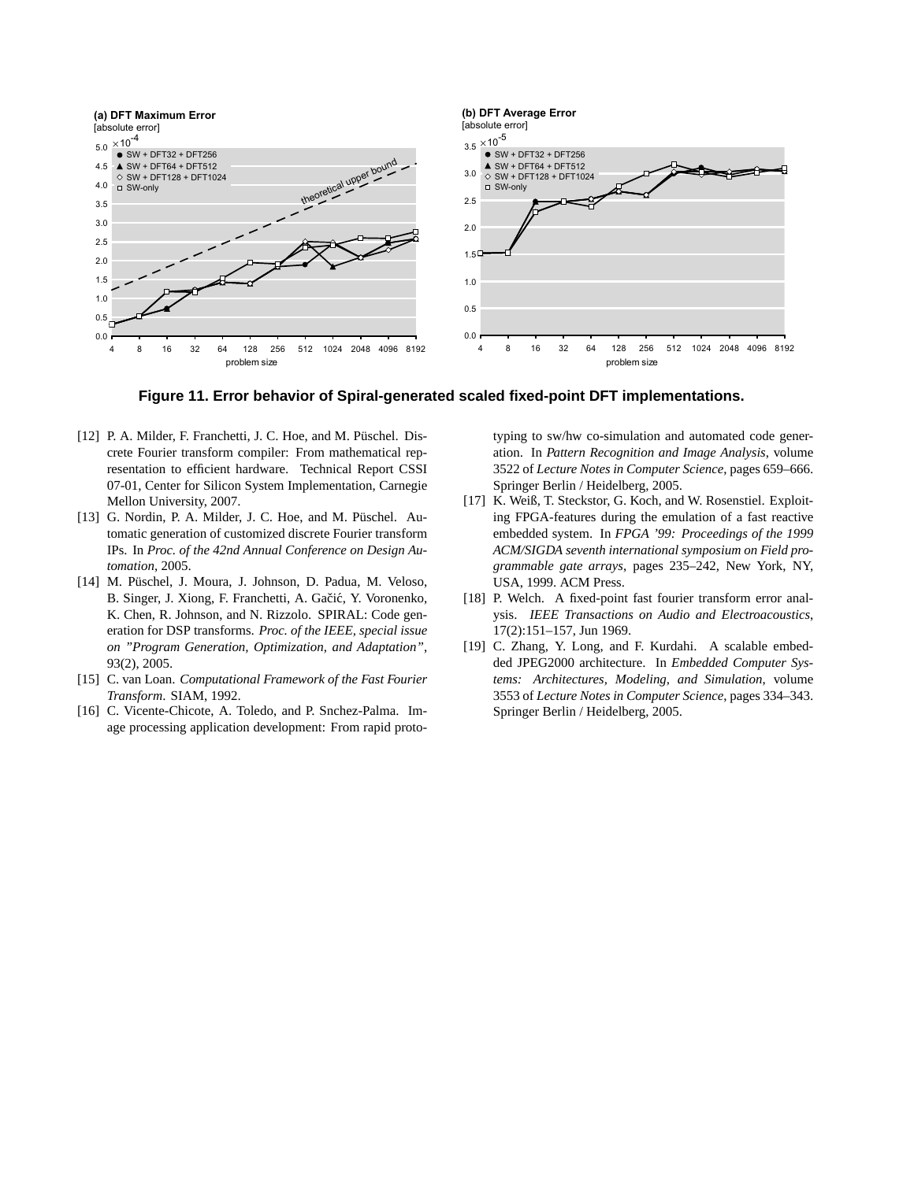(a) DFT Maximum Error
[absolute error]
$\times 10^{-4}$
5.0
4.5
4.0
3.5
3.0
2.5
2.0
1.5
1.0
0.5
0.0
● SW + DFT32 + DFT256
▲ SW + DFT64 + DFT512
◇ SW + DFT128 + DFT1024
□ SW-only
theoretical upper bound
4 8 16 32 64 128 256 512 1024 2048 4096 8192
problem size

(b) DFT Average Error
[absolute error]
$\times 10^{-5}$
3.5
3.0
2.5
2.0
1.5
1.0
0.5
0.0
● SW + DFT32 + DFT256
▲ SW + DFT64 + DFT512
◇ SW + DFT128 + DFT1024
□ SW-only
4 8 16 32 64 128 256 512 1024 2048 4096 8192
problem size

**Figure 11. Error behavior of Spiral-generated scaled fixed-point DFT implementations.**

[12] P. A. Milder, F. Franchetti, J. C. Hoe, and M. Püschel. Discrete Fourier transform compiler: From mathematical representation to efficient hardware. Technical Report CSSI 07-01, Center for Silicon System Implementation, Carnegie Mellon University, 2007.

[13] G. Nordin, P. A. Milder, J. C. Hoe, and M. Püschel. Automatic generation of customized discrete Fourier transform IPs. In *Proc. of the 42nd Annual Conference on Design Automation*, 2005.

[14] M. Püschel, J. Moura, J. Johnson, D. Padua, M. Veloso, B. Singer, J. Xiong, F. Franchetti, A. Gačić, Y. Voronenko, K. Chen, R. Johnson, and N. Rizzolo. SPIRAL: Code generation for DSP transforms. *Proc. of the IEEE, special issue on "Program Generation, Optimization, and Adaptation"*, 93(2), 2005.

[15] C. van Loan. *Computational Framework of the Fast Fourier Transform*. SIAM, 1992.

[16] C. Vicente-Chicote, A. Toledo, and P. Snchez-Palma. Image processing application development: From rapid prototyping to sw/hw co-simulation and automated code generation. In *Pattern Recognition and Image Analysis*, volume 3522 of *Lecture Notes in Computer Science*, pages 659–666. Springer Berlin / Heidelberg, 2005.

[17] K. Weiß, T. Steckstor, G. Koch, and W. Rosenstiel. Exploiting FPGA-features during the emulation of a fast reactive embedded system. In *FPGA '99: Proceedings of the 1999 ACM/SIGDA seventh international symposium on Field programmable gate arrays*, pages 235–242, New York, NY, USA, 1999. ACM Press.

[18] P. Welch. A fixed-point fast fourier transform error analysis. *IEEE Transactions on Audio and Electroacoustics*, 17(2):151–157, Jun 1969.

[19] C. Zhang, Y. Long, and F. Kurdahi. A scalable embedded JPEG2000 architecture. In *Embedded Computer Systems: Architectures, Modeling, and Simulation*, volume 3553 of *Lecture Notes in Computer Science*, pages 334–343. Springer Berlin / Heidelberg, 2005.